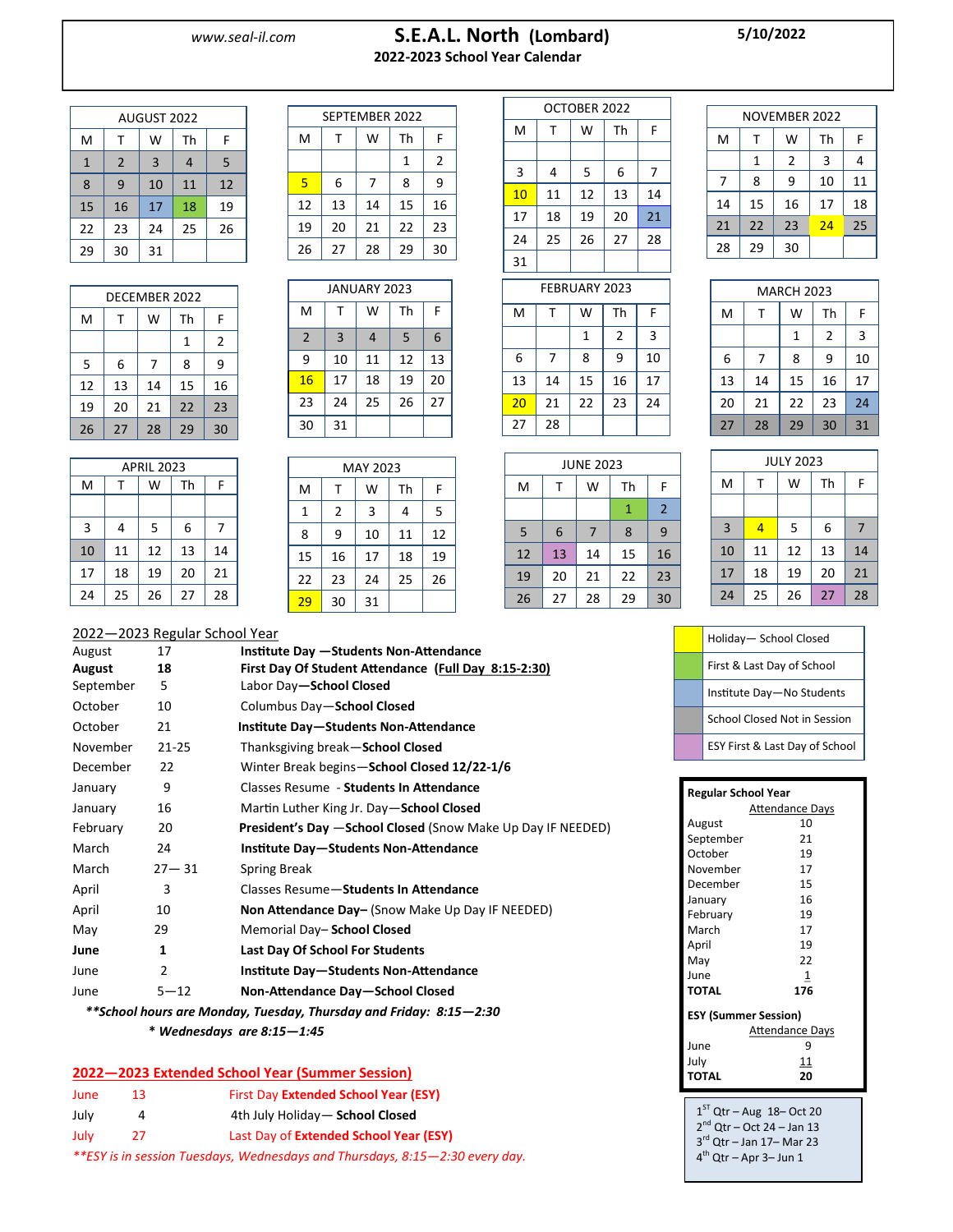www.seal-il.com

# S.E.A.L. North (Lombard)

## 2022-2023 School Year Calendar

5/10/2022

### AUGUST 2022

| M | T | W | Th | F |
|---|---|---|---|---|
| 1 | 2 | 3 | 4 | 5 |
| 8 | 9 | 10 | 11 | 12 |
| 15 | 16 | 17 | 18 | 19 |
| 22 | 23 | 24 | 25 | 26 |
| 29 | 30 | 31 | | |

### SEPTEMBER 2022

| M | T | W | Th | F |
|---|---|---|---|---|
| | | | 1 | 2 |
| 5 | 6 | 7 | 8 | 9 |
| 12 | 13 | 14 | 15 | 16 |
| 19 | 20 | 21 | 22 | 23 |
| 26 | 27 | 28 | 29 | 30 |

### OCTOBER 2022

| M | T | W | Th | F |
|---|---|---|---|---|
| | | | | |
| 3 | 4 | 5 | 6 | 7 |
| 10 | 11 | 12 | 13 | 14 |
| 17 | 18 | 19 | 20 | 21 |
| 24 | 25 | 26 | 27 | 28 |
| 31 | | | | |

### NOVEMBER 2022

| M | T | W | Th | F |
|---|---|---|---|---|
| | 1 | 2 | 3 | 4 |
| 7 | 8 | 9 | 10 | 11 |
| 14 | 15 | 16 | 17 | 18 |
| 21 | 22 | 23 | 24 | 25 |
| 28 | 29 | 30 | | |

### DECEMBER 2022

| M | T | W | Th | F |
|---|---|---|---|---|
| | | | 1 | 2 |
| 5 | 6 | 7 | 8 | 9 |
| 12 | 13 | 14 | 15 | 16 |
| 19 | 20 | 21 | 22 | 23 |
| 26 | 27 | 28 | 29 | 30 |

### JANUARY 2023

| M | T | W | Th | F |
|---|---|---|---|---|
| 2 | 3 | 4 | 5 | 6 |
| 9 | 10 | 11 | 12 | 13 |
| 16 | 17 | 18 | 19 | 20 |
| 23 | 24 | 25 | 26 | 27 |
| 30 | 31 | | | |

### FEBRUARY 2023

| M | T | W | Th | F |
|---|---|---|---|---|
| | | 1 | 2 | 3 |
| 6 | 7 | 8 | 9 | 10 |
| 13 | 14 | 15 | 16 | 17 |
| 20 | 21 | 22 | 23 | 24 |
| 27 | 28 | | | |

### MARCH 2023

| M | T | W | Th | F |
|---|---|---|---|---|
| | | 1 | 2 | 3 |
| 6 | 7 | 8 | 9 | 10 |
| 13 | 14 | 15 | 16 | 17 |
| 20 | 21 | 22 | 23 | 24 |
| 27 | 28 | 29 | 30 | 31 |

### APRIL 2023

| M | T | W | Th | F |
|---|---|---|---|---|
| | | | | |
| 3 | 4 | 5 | 6 | 7 |
| 10 | 11 | 12 | 13 | 14 |
| 17 | 18 | 19 | 20 | 21 |
| 24 | 25 | 26 | 27 | 28 |

### MAY 2023

| M | T | W | Th | F |
|---|---|---|---|---|
| 1 | 2 | 3 | 4 | 5 |
| 8 | 9 | 10 | 11 | 12 |
| 15 | 16 | 17 | 18 | 19 |
| 22 | 23 | 24 | 25 | 26 |
| 29 | 30 | 31 | | |

### JUNE 2023

| M | T | W | Th | F |
|---|---|---|---|---|
| | | | 1 | 2 |
| 5 | 6 | 7 | 8 | 9 |
| 12 | 13 | 14 | 15 | 16 |
| 19 | 20 | 21 | 22 | 23 |
| 26 | 27 | 28 | 29 | 30 |

### JULY 2023

| M | T | W | Th | F |
|---|---|---|---|---|
| | | | | |
| 3 | 4 | 5 | 6 | 7 |
| 10 | 11 | 12 | 13 | 14 |
| 17 | 18 | 19 | 20 | 21 |
| 24 | 25 | 26 | 27 | 28 |

| Legend |
|---|
| Holiday— School Closed |
| First & Last Day of School |
| Institute Day—No Students |
| School Closed Not in Session |
| ESY First & Last Day of School |

## 2022—2023 Regular School Year

| | | |
|---|---|---|
| August | 17 | **Institute Day —Students Non-Attendance** |
| **August** | **18** | **First Day Of Student Attendance (Full Day 8:15-2:30)** |
| September | 5 | Labor Day—**School Closed** |
| October | 10 | Columbus Day—**School Closed** |
| October | 21 | **Institute Day—Students Non-Attendance** |
| November | 21-25 | Thanksgiving break—**School Closed** |
| December | 22 | Winter Break begins—**School Closed 12/22-1/6** |
| January | 9 | Classes Resume - **Students In Attendance** |
| January | 16 | Martin Luther King Jr. Day—**School Closed** |
| February | 20 | **President's Day —School Closed** (Snow Make Up Day IF NEEDED) |
| March | 24 | **Institute Day—Students Non-Attendance** |
| March | 27— 31 | Spring Break |
| April | 3 | Classes Resume—**Students In Attendance** |
| April | 10 | **Non Attendance Day–** (Snow Make Up Day IF NEEDED) |
| May | 29 | Memorial Day– **School Closed** |
| **June** | **1** | **Last Day Of School For Students** |
| June | 2 | **Institute Day—Students Non-Attendance** |
| June | 5—12 | **Non-Attendance Day—School Closed** |

***\*\*School hours are Monday, Tuesday, Thursday and Friday: 8:15—2:30***

***\* Wednesdays are 8:15—1:45***

## 2022—2023 Extended School Year (Summer Session)

| | | |
|---|---|---|
| June | 13 | First Day **Extended School Year (ESY)** |
| July | 4 | 4th July Holiday— **School Closed** |
| July | 27 | Last Day of **Extended School Year (ESY)** |

*\*\*ESY is in session Tuesdays, Wednesdays and Thursdays, 8:15—2:30 every day.*

**Regular School Year**

| | Attendance Days |
|---|---|
| August | 10 |
| September | 21 |
| October | 19 |
| November | 17 |
| December | 15 |
| January | 16 |
| February | 19 |
| March | 17 |
| April | 19 |
| May | 22 |
| June | 1 |
| **TOTAL** | **176** |

**ESY (Summer Session)**

| | Attendance Days |
|---|---|
| June | 9 |
| July | 11 |
| **TOTAL** | **20** |

1st Qtr – Aug 18– Oct 20
2nd Qtr – Oct 24 – Jan 13
3rd Qtr – Jan 17– Mar 23
4th Qtr – Apr 3– Jun 1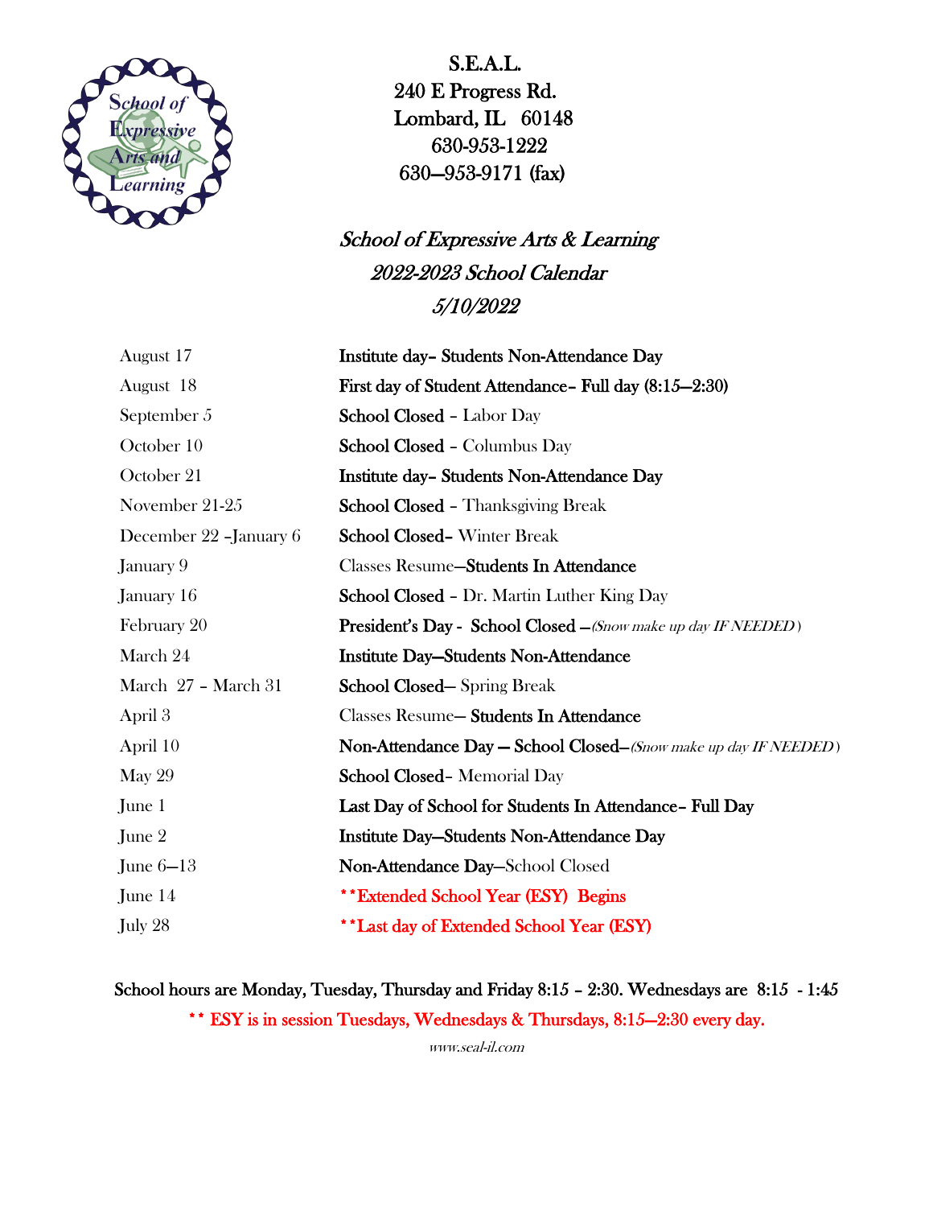S.E.A.L.
240 E Progress Rd.
Lombard, IL 60148
630-953-1222
630—953-9171 (fax)

## *School of Expressive Arts & Learning*
## *2022-2023 School Calendar*
### *5/10/2022*

| | |
|---|---|
| August 17 | **Institute day– Students Non-Attendance Day** |
| August 18 | **First day of Student Attendance– Full day (8:15—2:30)** |
| September 5 | **School Closed** – Labor Day |
| October 10 | **School Closed** – Columbus Day |
| October 21 | **Institute day– Students Non-Attendance Day** |
| November 21-25 | **School Closed** – Thanksgiving Break |
| December 22 -January 6 | **School Closed**– Winter Break |
| January 9 | Classes Resume—**Students In Attendance** |
| January 16 | **School Closed** – Dr. Martin Luther King Day |
| February 20 | **President's Day - School Closed** —*(Snow make up day IF NEEDED)* |
| March 24 | **Institute Day—Students Non-Attendance** |
| March 27 – March 31 | **School Closed**— Spring Break |
| April 3 | Classes Resume— **Students In Attendance** |
| April 10 | **Non-Attendance Day — School Closed**—*(Snow make up day IF NEEDED)* |
| May 29 | **School Closed**– Memorial Day |
| June 1 | **Last Day of School for Students In Attendance– Full Day** |
| June 2 | **Institute Day—Students Non-Attendance Day** |
| June 6—13 | **Non-Attendance Day**—School Closed |
| June 14 | **\*\*Extended School Year (ESY) Begins** |
| July 28 | **\*\*Last day of Extended School Year (ESY)** |

**School hours are Monday, Tuesday, Thursday and Friday 8:15 – 2:30. Wednesdays are 8:15 - 1:45**

**\*\* ESY is in session Tuesdays, Wednesdays & Thursdays, 8:15—2:30 every day.**

*www.seal-il.com*